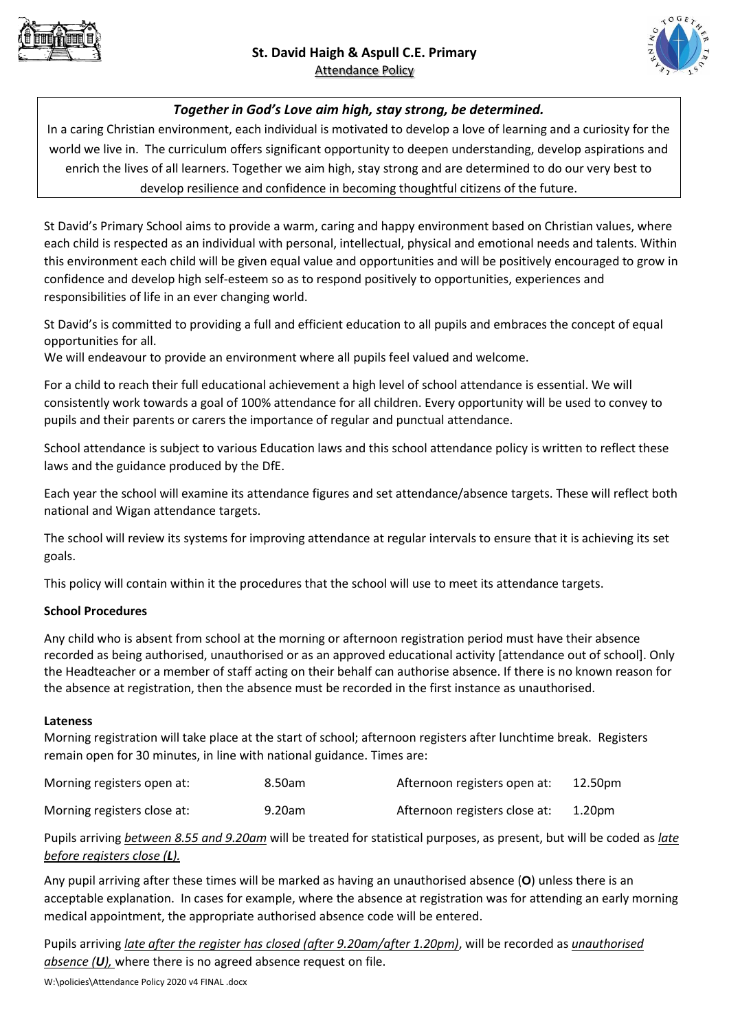# St. David Haigh & Aspull C.E. Primary

## Attendance Policy

***Together in God's Love aim high, stay strong, be determined.***

In a caring Christian environment, each individual is motivated to develop a love of learning and a curiosity for the world we live in. The curriculum offers significant opportunity to deepen understanding, develop aspirations and enrich the lives of all learners. Together we aim high, stay strong and are determined to do our very best to develop resilience and confidence in becoming thoughtful citizens of the future.

St David's Primary School aims to provide a warm, caring and happy environment based on Christian values, where each child is respected as an individual with personal, intellectual, physical and emotional needs and talents. Within this environment each child will be given equal value and opportunities and will be positively encouraged to grow in confidence and develop high self-esteem so as to respond positively to opportunities, experiences and responsibilities of life in an ever changing world.

St David's is committed to providing a full and efficient education to all pupils and embraces the concept of equal opportunities for all.
We will endeavour to provide an environment where all pupils feel valued and welcome.

For a child to reach their full educational achievement a high level of school attendance is essential. We will consistently work towards a goal of 100% attendance for all children. Every opportunity will be used to convey to pupils and their parents or carers the importance of regular and punctual attendance.

School attendance is subject to various Education laws and this school attendance policy is written to reflect these laws and the guidance produced by the DfE.

Each year the school will examine its attendance figures and set attendance/absence targets. These will reflect both national and Wigan attendance targets.

The school will review its systems for improving attendance at regular intervals to ensure that it is achieving its set goals.

This policy will contain within it the procedures that the school will use to meet its attendance targets.

**School Procedures**

Any child who is absent from school at the morning or afternoon registration period must have their absence recorded as being authorised, unauthorised or as an approved educational activity [attendance out of school]. Only the Headteacher or a member of staff acting on their behalf can authorise absence. If there is no known reason for the absence at registration, then the absence must be recorded in the first instance as unauthorised.

**Lateness**

Morning registration will take place at the start of school; afternoon registers after lunchtime break. Registers remain open for 30 minutes, in line with national guidance. Times are:

| | | | |
|---|---|---|---|
| Morning registers open at: | 8.50am | Afternoon registers open at: | 12.50pm |
| Morning registers close at: | 9.20am | Afternoon registers close at: | 1.20pm |

Pupils arriving *between 8.55 and 9.20am* will be treated for statistical purposes, as present, but will be coded as *late before registers close (**L**).*

Any pupil arriving after these times will be marked as having an unauthorised absence (**O**) unless there is an acceptable explanation. In cases for example, where the absence at registration was for attending an early morning medical appointment, the appropriate authorised absence code will be entered.

Pupils arriving *late after the register has closed (after 9.20am/after 1.20pm)*, will be recorded as *unauthorised absence (**U**),* where there is no agreed absence request on file.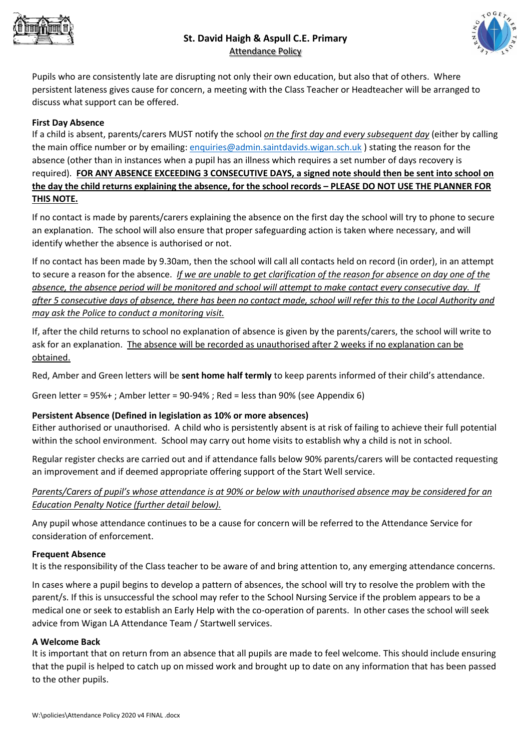Pupils who are consistently late are disrupting not only their own education, but also that of others. Where persistent lateness gives cause for concern, a meeting with the Class Teacher or Headteacher will be arranged to discuss what support can be offered.

**First Day Absence**

If a child is absent, parents/carers MUST notify the school *on the first day and every subsequent day* (either by calling the main office number or by emailing: enquiries@admin.saintdavids.wigan.sch.uk ) stating the reason for the absence (other than in instances when a pupil has an illness which requires a set number of days recovery is required). **FOR ANY ABSENCE EXCEEDING 3 CONSECUTIVE DAYS, a signed note should then be sent into school on the day the child returns explaining the absence, for the school records – PLEASE DO NOT USE THE PLANNER FOR THIS NOTE.**

If no contact is made by parents/carers explaining the absence on the first day the school will try to phone to secure an explanation. The school will also ensure that proper safeguarding action is taken where necessary, and will identify whether the absence is authorised or not.

If no contact has been made by 9.30am, then the school will call all contacts held on record (in order), in an attempt to secure a reason for the absence. *If we are unable to get clarification of the reason for absence on day one of the absence, the absence period will be monitored and school will attempt to make contact every consecutive day. If after 5 consecutive days of absence, there has been no contact made, school will refer this to the Local Authority and may ask the Police to conduct a monitoring visit.*

If, after the child returns to school no explanation of absence is given by the parents/carers, the school will write to ask for an explanation. The absence will be recorded as unauthorised after 2 weeks if no explanation can be obtained.

Red, Amber and Green letters will be **sent home half termly** to keep parents informed of their child's attendance.

Green letter = 95%+ ; Amber letter = 90-94% ; Red = less than 90% (see Appendix 6)

**Persistent Absence (Defined in legislation as 10% or more absences)**

Either authorised or unauthorised. A child who is persistently absent is at risk of failing to achieve their full potential within the school environment. School may carry out home visits to establish why a child is not in school.

Regular register checks are carried out and if attendance falls below 90% parents/carers will be contacted requesting an improvement and if deemed appropriate offering support of the Start Well service.

*Parents/Carers of pupil's whose attendance is at 90% or below with unauthorised absence may be considered for an Education Penalty Notice (further detail below).*

Any pupil whose attendance continues to be a cause for concern will be referred to the Attendance Service for consideration of enforcement.

**Frequent Absence**

It is the responsibility of the Class teacher to be aware of and bring attention to, any emerging attendance concerns.

In cases where a pupil begins to develop a pattern of absences, the school will try to resolve the problem with the parent/s. If this is unsuccessful the school may refer to the School Nursing Service if the problem appears to be a medical one or seek to establish an Early Help with the co-operation of parents. In other cases the school will seek advice from Wigan LA Attendance Team / Startwell services.

**A Welcome Back**

It is important that on return from an absence that all pupils are made to feel welcome. This should include ensuring that the pupil is helped to catch up on missed work and brought up to date on any information that has been passed to the other pupils.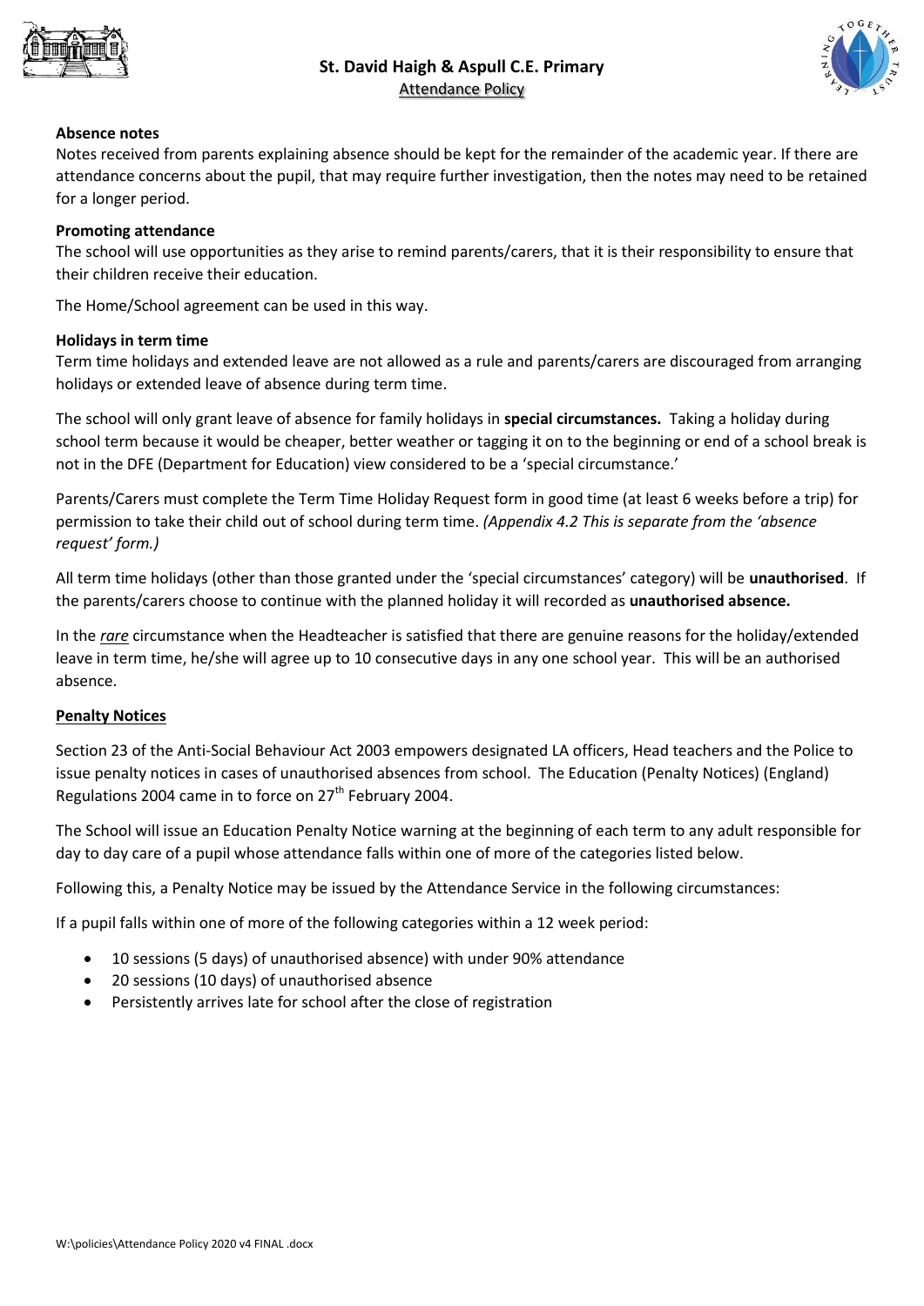**Absence notes**

Notes received from parents explaining absence should be kept for the remainder of the academic year. If there are attendance concerns about the pupil, that may require further investigation, then the notes may need to be retained for a longer period.

**Promoting attendance**

The school will use opportunities as they arise to remind parents/carers, that it is their responsibility to ensure that their children receive their education.

The Home/School agreement can be used in this way.

**Holidays in term time**

Term time holidays and extended leave are not allowed as a rule and parents/carers are discouraged from arranging holidays or extended leave of absence during term time.

The school will only grant leave of absence for family holidays in **special circumstances.** Taking a holiday during school term because it would be cheaper, better weather or tagging it on to the beginning or end of a school break is not in the DFE (Department for Education) view considered to be a 'special circumstance.'

Parents/Carers must complete the Term Time Holiday Request form in good time (at least 6 weeks before a trip) for permission to take their child out of school during term time. *(Appendix 4.2 This is separate from the 'absence request' form.)*

All term time holidays (other than those granted under the 'special circumstances' category) will be **unauthorised**. If the parents/carers choose to continue with the planned holiday it will recorded as **unauthorised absence.**

In the *rare* circumstance when the Headteacher is satisfied that there are genuine reasons for the holiday/extended leave in term time, he/she will agree up to 10 consecutive days in any one school year. This will be an authorised absence.

**Penalty Notices**

Section 23 of the Anti-Social Behaviour Act 2003 empowers designated LA officers, Head teachers and the Police to issue penalty notices in cases of unauthorised absences from school. The Education (Penalty Notices) (England) Regulations 2004 came in to force on 27th February 2004.

The School will issue an Education Penalty Notice warning at the beginning of each term to any adult responsible for day to day care of a pupil whose attendance falls within one of more of the categories listed below.

Following this, a Penalty Notice may be issued by the Attendance Service in the following circumstances:

If a pupil falls within one of more of the following categories within a 12 week period:

- 10 sessions (5 days) of unauthorised absence) with under 90% attendance
- 20 sessions (10 days) of unauthorised absence
- Persistently arrives late for school after the close of registration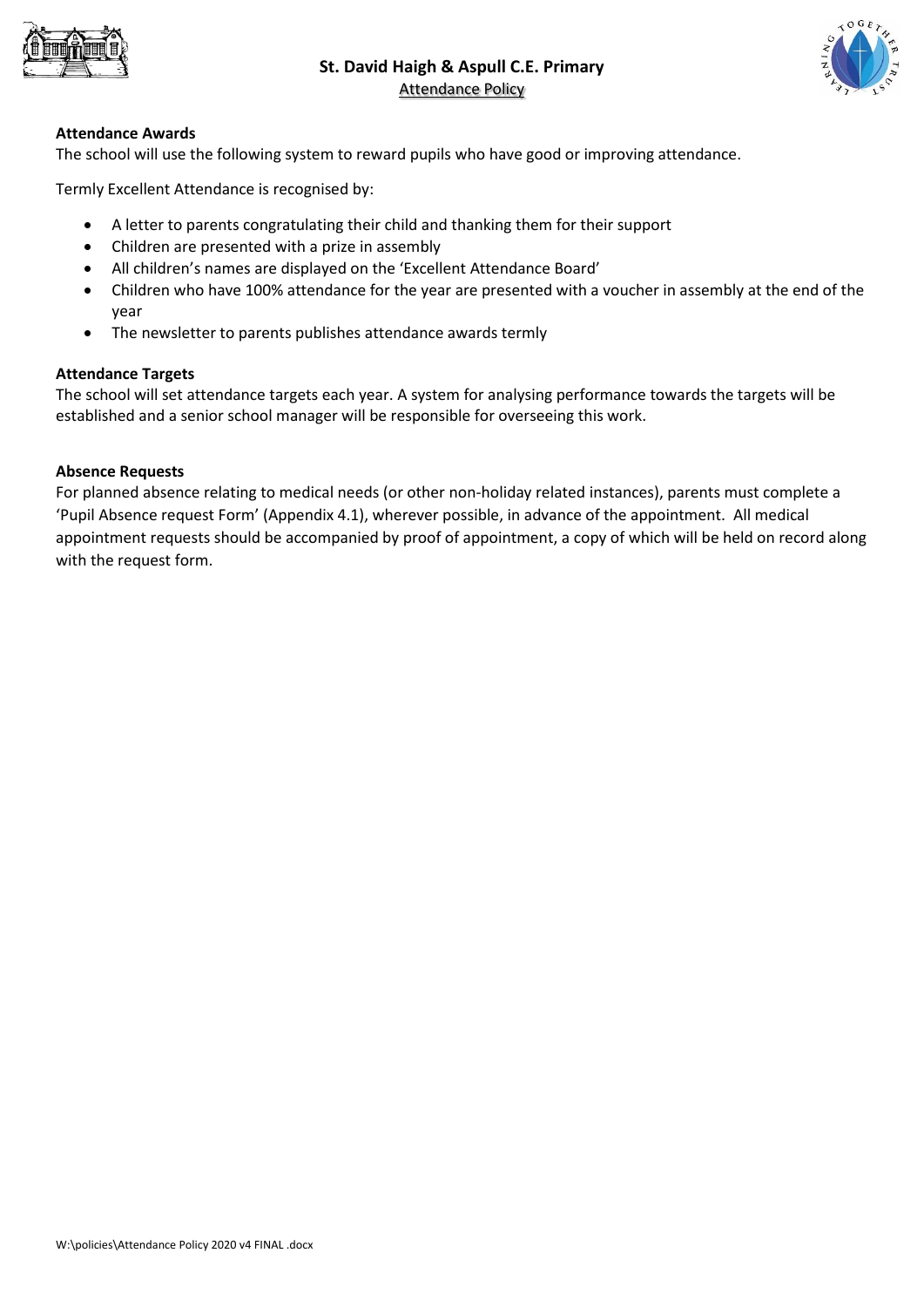### Attendance Awards

The school will use the following system to reward pupils who have good or improving attendance.

Termly Excellent Attendance is recognised by:

- A letter to parents congratulating their child and thanking them for their support
- Children are presented with a prize in assembly
- All children's names are displayed on the 'Excellent Attendance Board'
- Children who have 100% attendance for the year are presented with a voucher in assembly at the end of the year
- The newsletter to parents publishes attendance awards termly

### Attendance Targets

The school will set attendance targets each year. A system for analysing performance towards the targets will be established and a senior school manager will be responsible for overseeing this work.

### Absence Requests

For planned absence relating to medical needs (or other non-holiday related instances), parents must complete a 'Pupil Absence request Form' (Appendix 4.1), wherever possible, in advance of the appointment. All medical appointment requests should be accompanied by proof of appointment, a copy of which will be held on record along with the request form.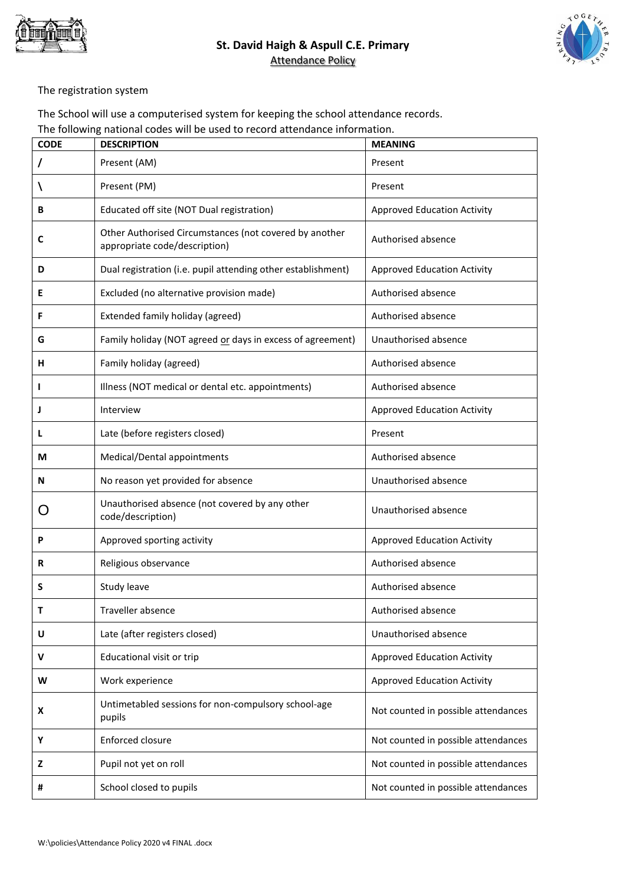The registration system

The School will use a computerised system for keeping the school attendance records.
The following national codes will be used to record attendance information.

| CODE | DESCRIPTION | MEANING |
|---|---|---|
| / | Present (AM) | Present |
| \ | Present (PM) | Present |
| B | Educated off site (NOT Dual registration) | Approved Education Activity |
| C | Other Authorised Circumstances (not covered by another appropriate code/description) | Authorised absence |
| D | Dual registration (i.e. pupil attending other establishment) | Approved Education Activity |
| E | Excluded (no alternative provision made) | Authorised absence |
| F | Extended family holiday (agreed) | Authorised absence |
| G | Family holiday (NOT agreed or days in excess of agreement) | Unauthorised absence |
| H | Family holiday (agreed) | Authorised absence |
| I | Illness (NOT medical or dental etc. appointments) | Authorised absence |
| J | Interview | Approved Education Activity |
| L | Late (before registers closed) | Present |
| M | Medical/Dental appointments | Authorised absence |
| N | No reason yet provided for absence | Unauthorised absence |
| O | Unauthorised absence (not covered by any other code/description) | Unauthorised absence |
| P | Approved sporting activity | Approved Education Activity |
| R | Religious observance | Authorised absence |
| S | Study leave | Authorised absence |
| T | Traveller absence | Authorised absence |
| U | Late (after registers closed) | Unauthorised absence |
| V | Educational visit or trip | Approved Education Activity |
| W | Work experience | Approved Education Activity |
| X | Untimetabled sessions for non-compulsory school-age pupils | Not counted in possible attendances |
| Y | Enforced closure | Not counted in possible attendances |
| Z | Pupil not yet on roll | Not counted in possible attendances |
| # | School closed to pupils | Not counted in possible attendances |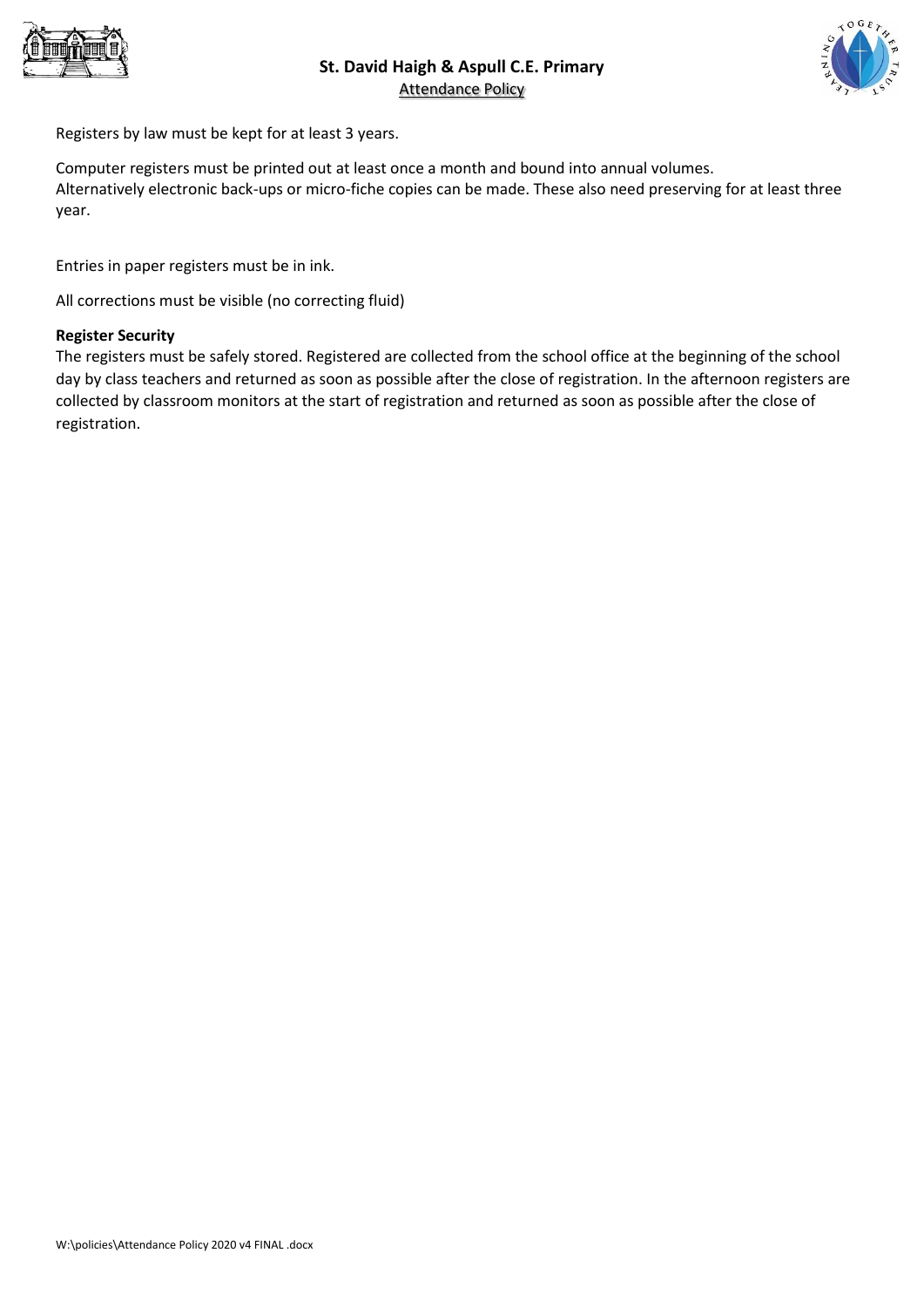Registers by law must be kept for at least 3 years.

Computer registers must be printed out at least once a month and bound into annual volumes.
Alternatively electronic back-ups or micro-fiche copies can be made. These also need preserving for at least three year.

Entries in paper registers must be in ink.

All corrections must be visible (no correcting fluid)

**Register Security**

The registers must be safely stored. Registered are collected from the school office at the beginning of the school day by class teachers and returned as soon as possible after the close of registration. In the afternoon registers are collected by classroom monitors at the start of registration and returned as soon as possible after the close of registration.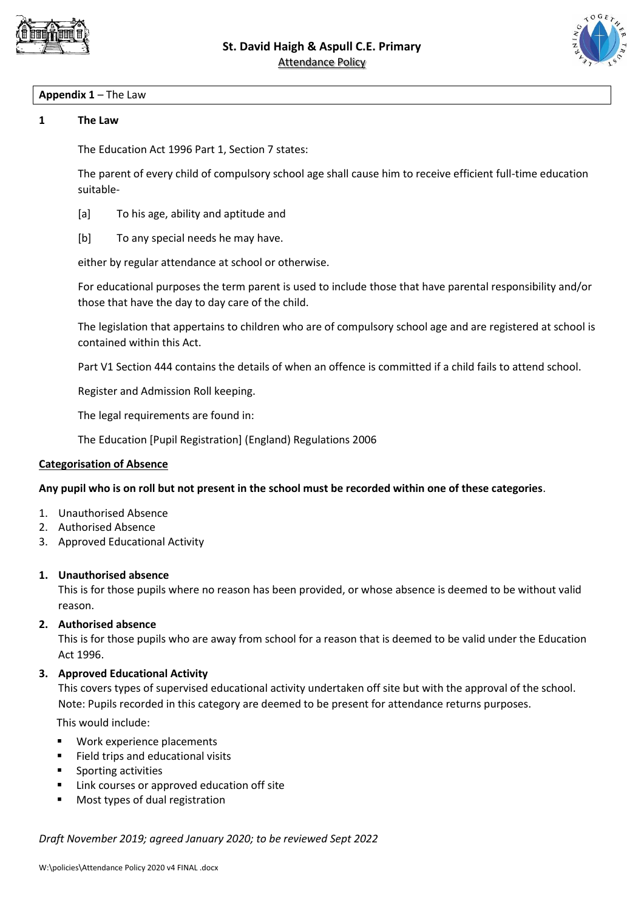**Appendix 1** – The Law

## 1 The Law

The Education Act 1996 Part 1, Section 7 states:

The parent of every child of compulsory school age shall cause him to receive efficient full-time education suitable-

[a] To his age, ability and aptitude and

[b] To any special needs he may have.

either by regular attendance at school or otherwise.

For educational purposes the term parent is used to include those that have parental responsibility and/or those that have the day to day care of the child.

The legislation that appertains to children who are of compulsory school age and are registered at school is contained within this Act.

Part V1 Section 444 contains the details of when an offence is committed if a child fails to attend school.

Register and Admission Roll keeping.

The legal requirements are found in:

The Education [Pupil Registration] (England) Regulations 2006

### Categorisation of Absence

**Any pupil who is on roll but not present in the school must be recorded within one of these categories**.

1. Unauthorised Absence
2. Authorised Absence
3. Approved Educational Activity

**1. Unauthorised absence**

This is for those pupils where no reason has been provided, or whose absence is deemed to be without valid reason.

**2. Authorised absence**

This is for those pupils who are away from school for a reason that is deemed to be valid under the Education Act 1996.

**3. Approved Educational Activity**

This covers types of supervised educational activity undertaken off site but with the approval of the school. Note: Pupils recorded in this category are deemed to be present for attendance returns purposes.

This would include:

- Work experience placements
- Field trips and educational visits
- Sporting activities
- Link courses or approved education off site
- Most types of dual registration

*Draft November 2019; agreed January 2020; to be reviewed Sept 2022*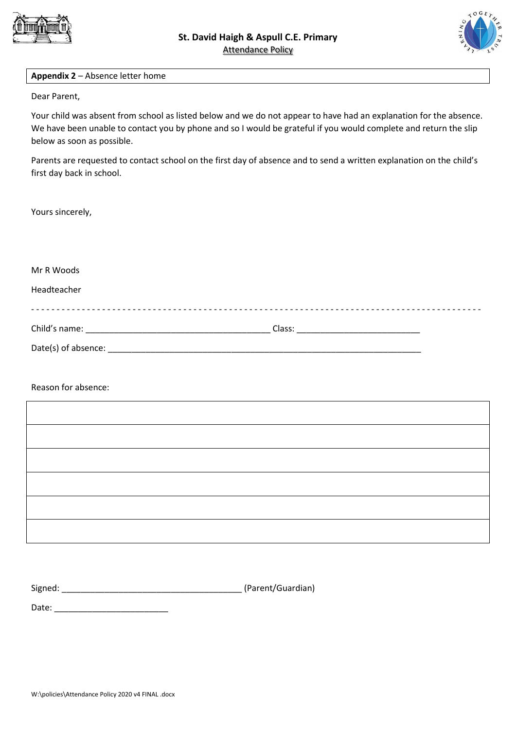**Appendix 2** – Absence letter home

Dear Parent,

Your child was absent from school as listed below and we do not appear to have had an explanation for the absence. We have been unable to contact you by phone and so I would be grateful if you would complete and return the slip below as soon as possible.

Parents are requested to contact school on the first day of absence and to send a written explanation on the child's first day back in school.

Yours sincerely,

Mr R Woods

Headteacher

- - - - - - - - - - - - - - - - - - - - - - - - - - - - - - - - - - - - - - - - - - - - - - - - - - - - - - - - - - - - -

Child's name: ______________________________________ Class: _________________________

Date(s) of absence: ________________________________________________________________

Reason for absence:

| |
|---|
| |
| |
| |
| |
| |
| |

Signed: _____________________________________ (Parent/Guardian)

Date: _______________________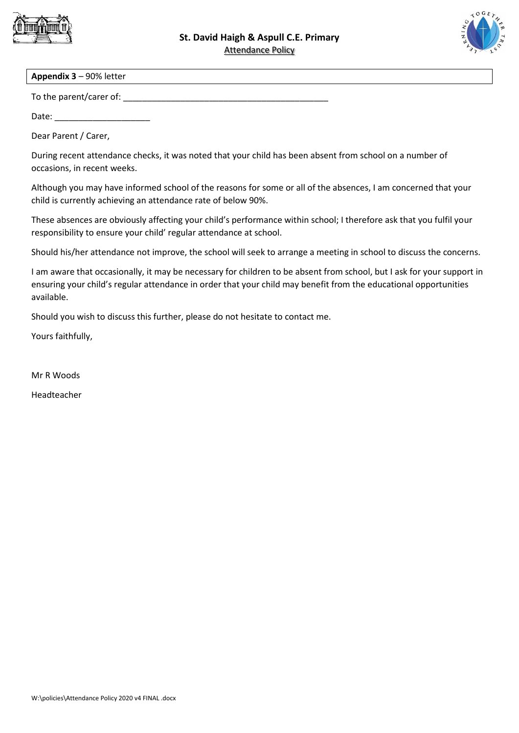**Appendix 3** – 90% letter

To the parent/carer of: ___________________________________________

Date: ____________________

Dear Parent / Carer,

During recent attendance checks, it was noted that your child has been absent from school on a number of occasions, in recent weeks.

Although you may have informed school of the reasons for some or all of the absences, I am concerned that your child is currently achieving an attendance rate of below 90%.

These absences are obviously affecting your child's performance within school; I therefore ask that you fulfil your responsibility to ensure your child' regular attendance at school.

Should his/her attendance not improve, the school will seek to arrange a meeting in school to discuss the concerns.

I am aware that occasionally, it may be necessary for children to be absent from school, but I ask for your support in ensuring your child's regular attendance in order that your child may benefit from the educational opportunities available.

Should you wish to discuss this further, please do not hesitate to contact me.

Yours faithfully,

Mr R Woods

Headteacher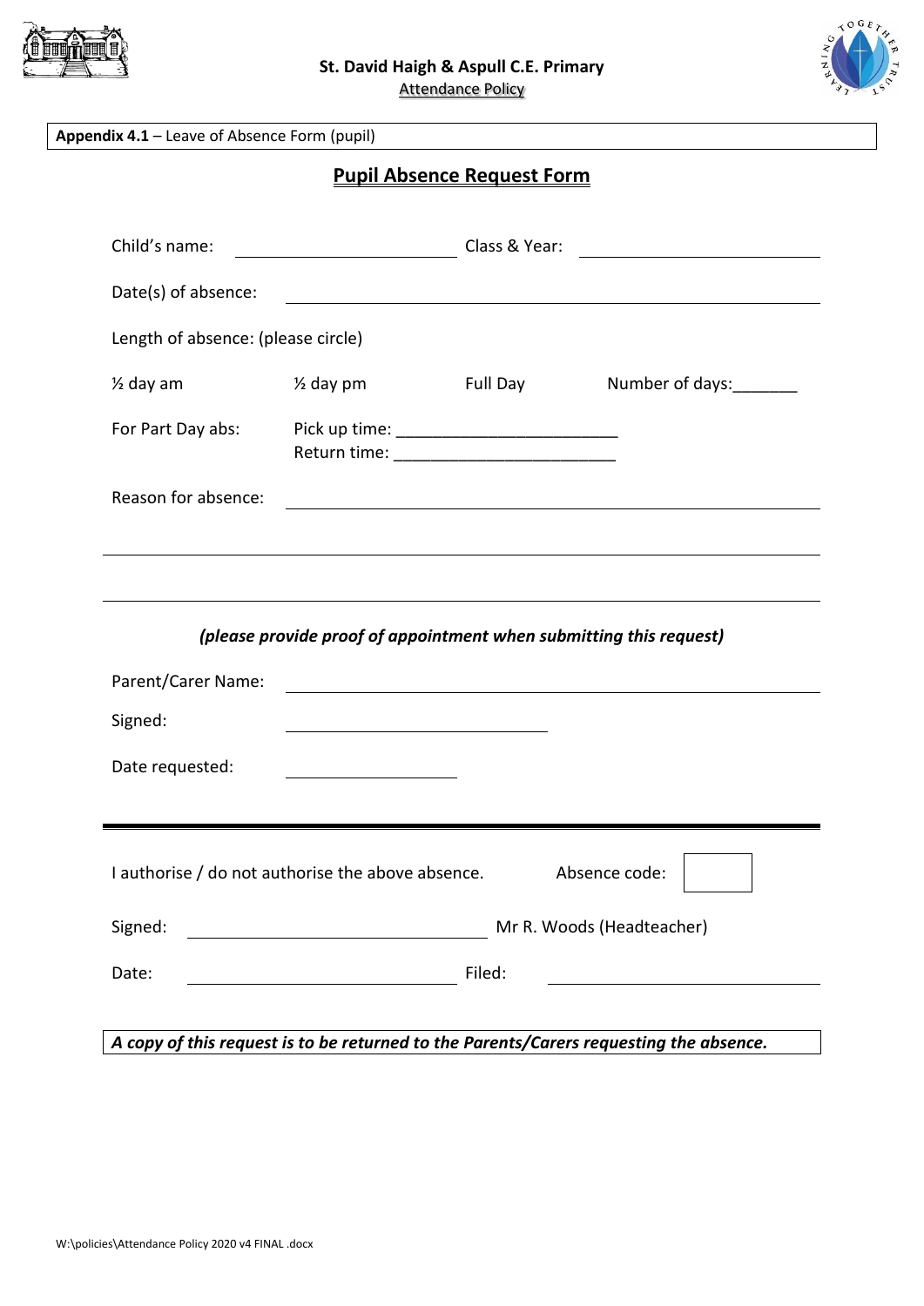**Appendix 4.1** – Leave of Absence Form (pupil)

## Pupil Absence Request Form

Child's name: ______________________ Class & Year: ______________________

Date(s) of absence: ____________________________________________

Length of absence: (please circle)

½ day am     ½ day pm     Full Day     Number of days:_______

For Part Day abs:     Pick up time: ______________________
                      Return time: ______________________

Reason for absence: ____________________________________________

________________________________________________________________

________________________________________________________________

***(please provide proof of appointment when submitting this request)***

Parent/Carer Name: ____________________________________________

Signed: ______________________

Date requested: ______________

---

I authorise / do not authorise the above absence.     Absence code: [    ]

Signed: ______________________ Mr R. Woods (Headteacher)

Date: ______________________ Filed: ______________________

***A copy of this request is to be returned to the Parents/Carers requesting the absence.***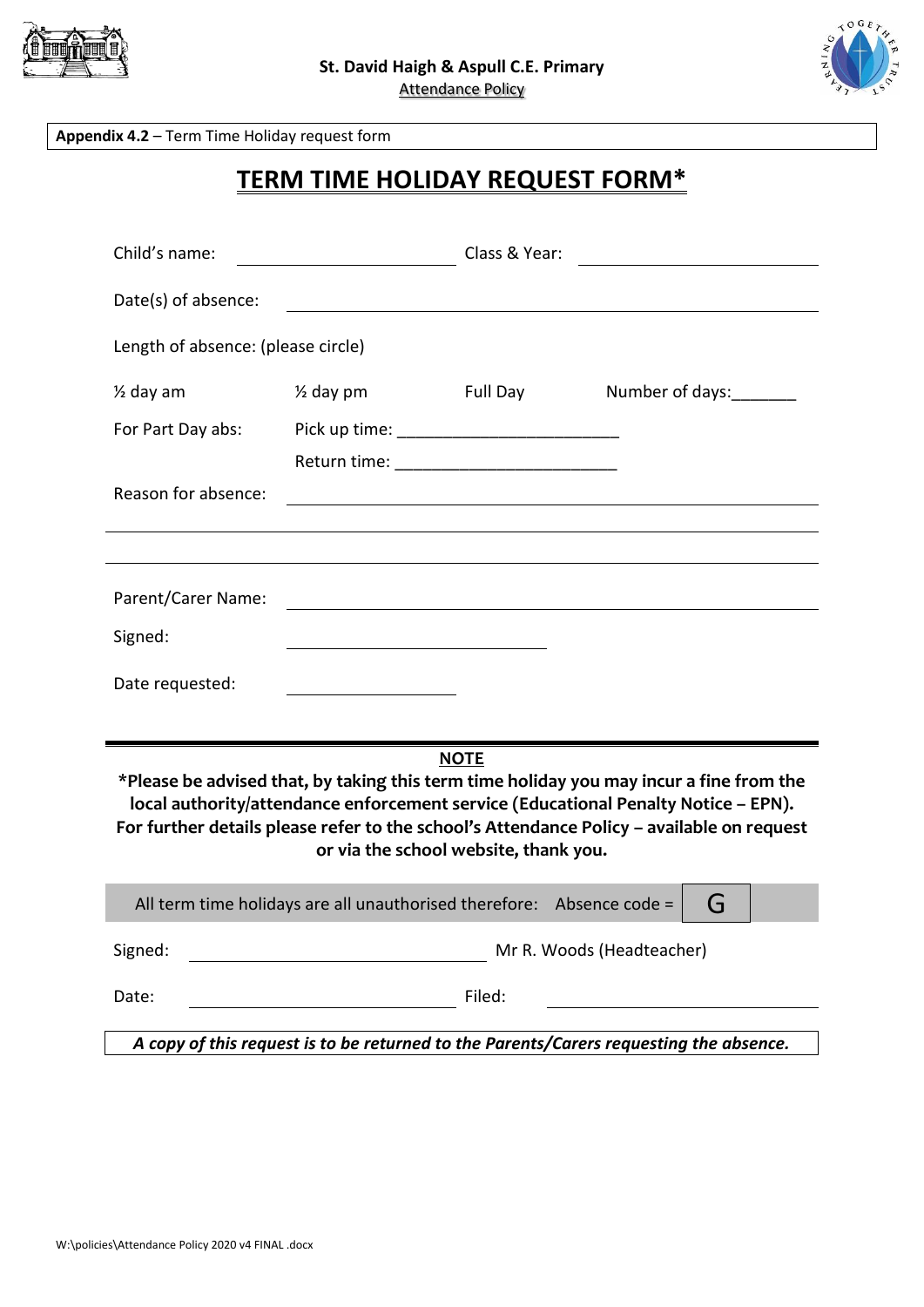**Appendix 4.2** – Term Time Holiday request form

# TERM TIME HOLIDAY REQUEST FORM*

Child's name: ______________________ Class & Year: ______________________

Date(s) of absence: ______________________________________________

Length of absence: (please circle)

½ day am ½ day pm Full Day Number of days:_______

For Part Day abs: Pick up time: ________________________

Return time: ________________________

Reason for absence: ______________________________________________

__________________________________________________________________

__________________________________________________________________

Parent/Carer Name: ______________________________________________

Signed: ______________________

Date requested: ______________

**NOTE**

**\*Please be advised that, by taking this term time holiday you may incur a fine from the local authority/attendance enforcement service (Educational Penalty Notice – EPN). For further details please refer to the school's Attendance Policy – available on request or via the school website, thank you.**

All term time holidays are all unauthorised therefore: Absence code = G

Signed: ______________________ Mr R. Woods (Headteacher)

Date: ______________________ Filed: ______________________

***A copy of this request is to be returned to the Parents/Carers requesting the absence.***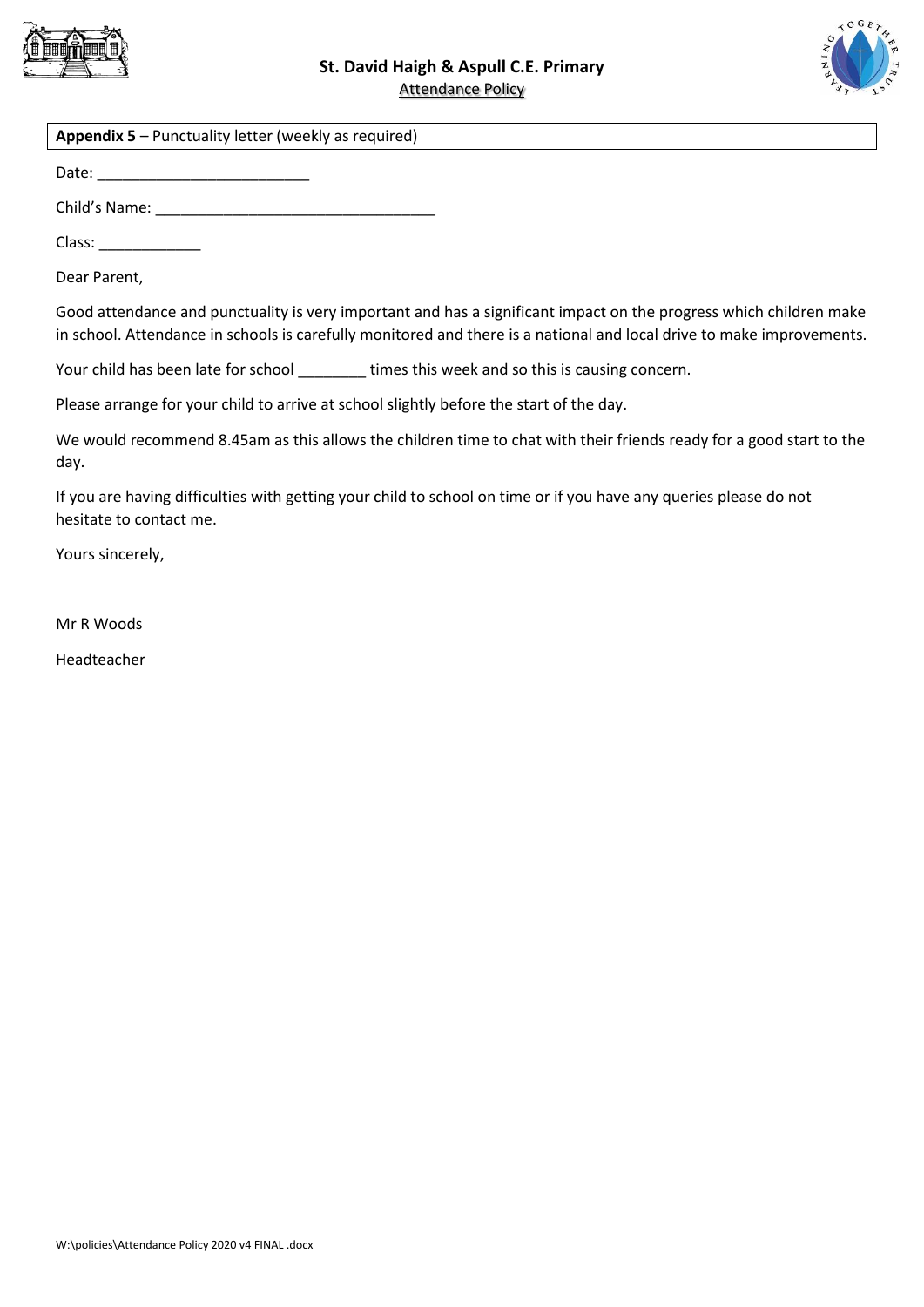**Appendix 5** – Punctuality letter (weekly as required)

Date: _________________________

Child's Name: _________________________________

Class: ____________

Dear Parent,

Good attendance and punctuality is very important and has a significant impact on the progress which children make in school. Attendance in schools is carefully monitored and there is a national and local drive to make improvements.

Your child has been late for school ________ times this week and so this is causing concern.

Please arrange for your child to arrive at school slightly before the start of the day.

We would recommend 8.45am as this allows the children time to chat with their friends ready for a good start to the day.

If you are having difficulties with getting your child to school on time or if you have any queries please do not hesitate to contact me.

Yours sincerely,

Mr R Woods

Headteacher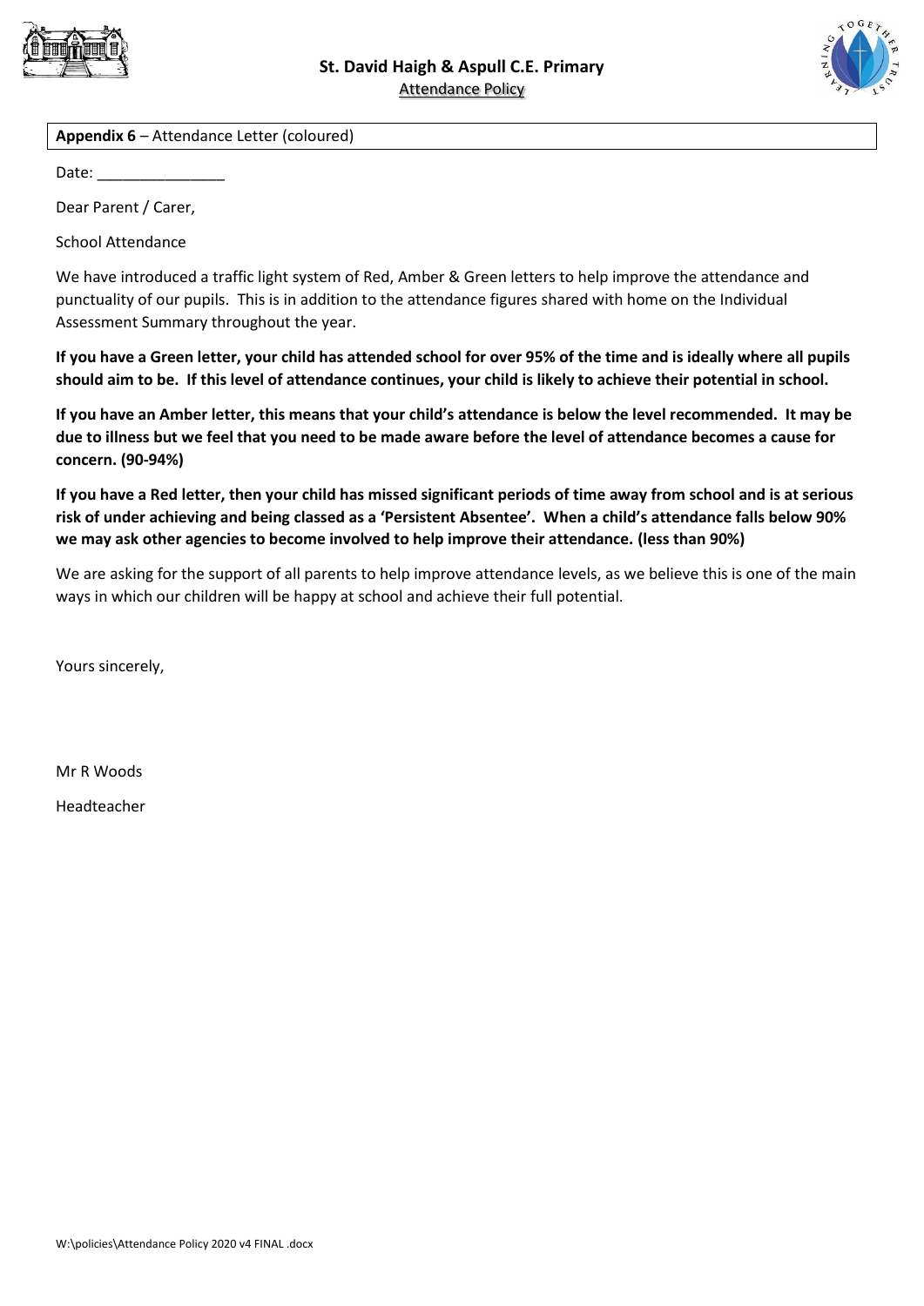**Appendix 6** – Attendance Letter (coloured)

Date: _______________

Dear Parent / Carer,

School Attendance

We have introduced a traffic light system of Red, Amber & Green letters to help improve the attendance and punctuality of our pupils. This is in addition to the attendance figures shared with home on the Individual Assessment Summary throughout the year.

**If you have a Green letter, your child has attended school for over 95% of the time and is ideally where all pupils should aim to be. If this level of attendance continues, your child is likely to achieve their potential in school.**

**If you have an Amber letter, this means that your child's attendance is below the level recommended. It may be due to illness but we feel that you need to be made aware before the level of attendance becomes a cause for concern. (90-94%)**

**If you have a Red letter, then your child has missed significant periods of time away from school and is at serious risk of under achieving and being classed as a 'Persistent Absentee'. When a child's attendance falls below 90% we may ask other agencies to become involved to help improve their attendance. (less than 90%)**

We are asking for the support of all parents to help improve attendance levels, as we believe this is one of the main ways in which our children will be happy at school and achieve their full potential.

Yours sincerely,

Mr R Woods

Headteacher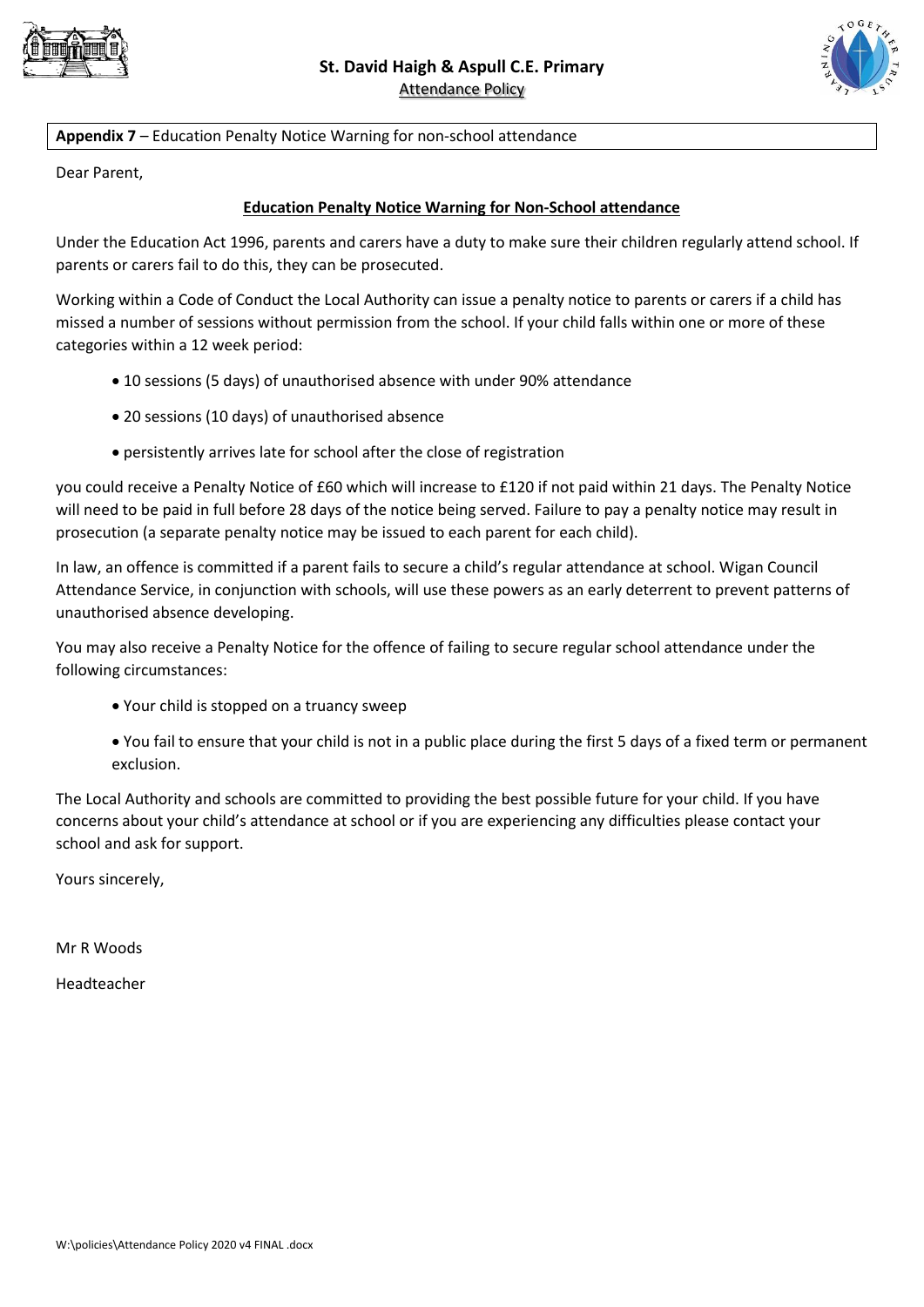**Appendix 7** – Education Penalty Notice Warning for non-school attendance

Dear Parent,

**Education Penalty Notice Warning for Non-School attendance**

Under the Education Act 1996, parents and carers have a duty to make sure their children regularly attend school. If parents or carers fail to do this, they can be prosecuted.

Working within a Code of Conduct the Local Authority can issue a penalty notice to parents or carers if a child has missed a number of sessions without permission from the school. If your child falls within one or more of these categories within a 12 week period:

- 10 sessions (5 days) of unauthorised absence with under 90% attendance
- 20 sessions (10 days) of unauthorised absence
- persistently arrives late for school after the close of registration

you could receive a Penalty Notice of £60 which will increase to £120 if not paid within 21 days. The Penalty Notice will need to be paid in full before 28 days of the notice being served. Failure to pay a penalty notice may result in prosecution (a separate penalty notice may be issued to each parent for each child).

In law, an offence is committed if a parent fails to secure a child's regular attendance at school. Wigan Council Attendance Service, in conjunction with schools, will use these powers as an early deterrent to prevent patterns of unauthorised absence developing.

You may also receive a Penalty Notice for the offence of failing to secure regular school attendance under the following circumstances:

- Your child is stopped on a truancy sweep
- You fail to ensure that your child is not in a public place during the first 5 days of a fixed term or permanent exclusion.

The Local Authority and schools are committed to providing the best possible future for your child. If you have concerns about your child's attendance at school or if you are experiencing any difficulties please contact your school and ask for support.

Yours sincerely,

Mr R Woods

Headteacher